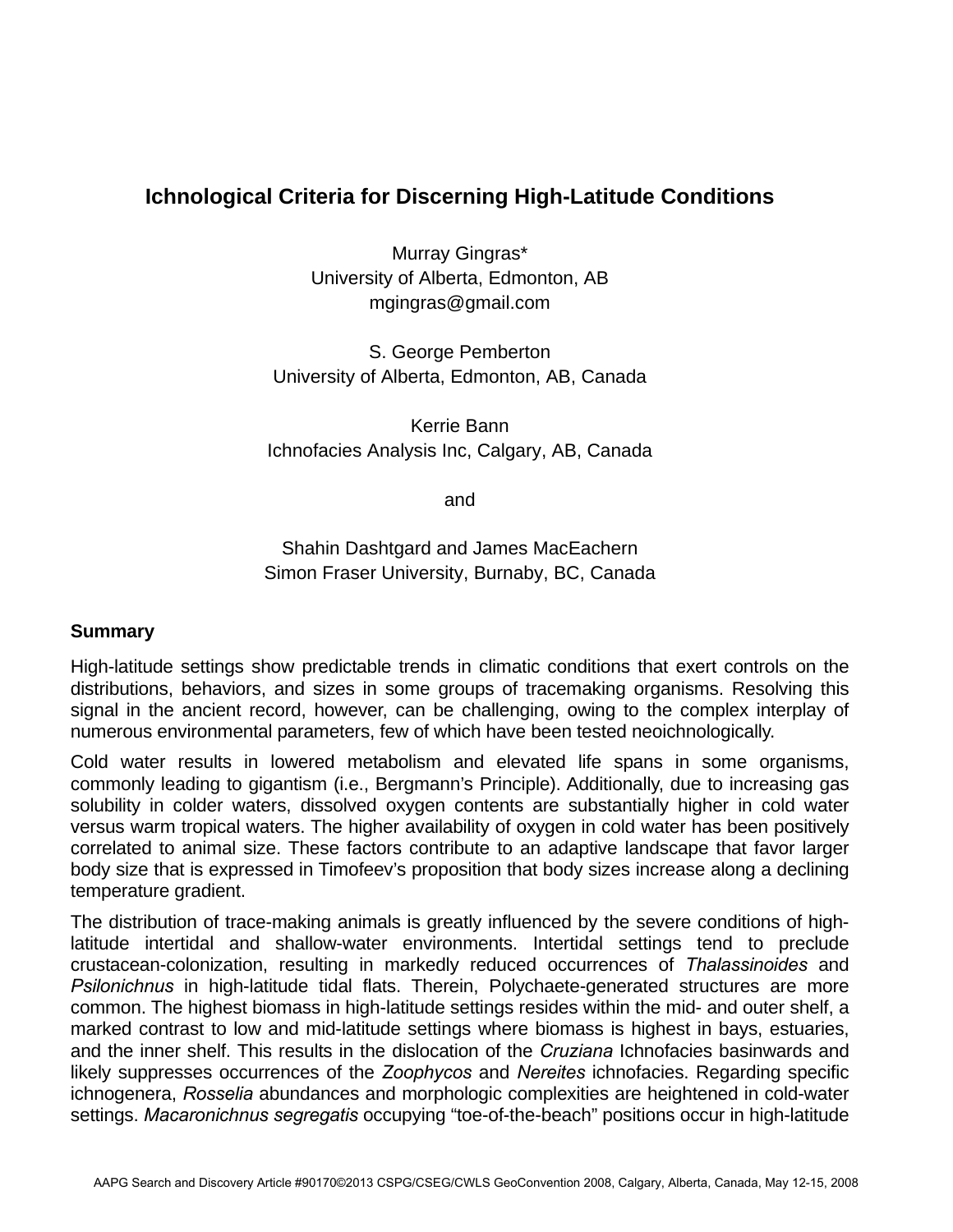# Ichnological Criteria for Discerning High-Latitude Conditions

Murray Gingras*
University of Alberta, Edmonton, AB
mgingras@gmail.com

S. George Pemberton
University of Alberta, Edmonton, AB, Canada

Kerrie Bann
Ichnofacies Analysis Inc, Calgary, AB, Canada

and

Shahin Dashtgard and James MacEachern
Simon Fraser University, Burnaby, BC, Canada

## Summary

High-latitude settings show predictable trends in climatic conditions that exert controls on the distributions, behaviors, and sizes in some groups of tracemaking organisms. Resolving this signal in the ancient record, however, can be challenging, owing to the complex interplay of numerous environmental parameters, few of which have been tested neoichnologically.

Cold water results in lowered metabolism and elevated life spans in some organisms, commonly leading to gigantism (i.e., Bergmann's Principle). Additionally, due to increasing gas solubility in colder waters, dissolved oxygen contents are substantially higher in cold water versus warm tropical waters. The higher availability of oxygen in cold water has been positively correlated to animal size. These factors contribute to an adaptive landscape that favor larger body size that is expressed in Timofeev's proposition that body sizes increase along a declining temperature gradient.

The distribution of trace-making animals is greatly influenced by the severe conditions of high-latitude intertidal and shallow-water environments. Intertidal settings tend to preclude crustacean-colonization, resulting in markedly reduced occurrences of *Thalassinoides* and *Psilonichnus* in high-latitude tidal flats. Therein, Polychaete-generated structures are more common. The highest biomass in high-latitude settings resides within the mid- and outer shelf, a marked contrast to low and mid-latitude settings where biomass is highest in bays, estuaries, and the inner shelf. This results in the dislocation of the *Cruziana* Ichnofacies basinwards and likely suppresses occurrences of the *Zoophycos* and *Nereites* ichnofacies. Regarding specific ichnogenera, *Rosselia* abundances and morphologic complexities are heightened in cold-water settings. *Macaronichnus segregatis* occupying "toe-of-the-beach" positions occur in high-latitude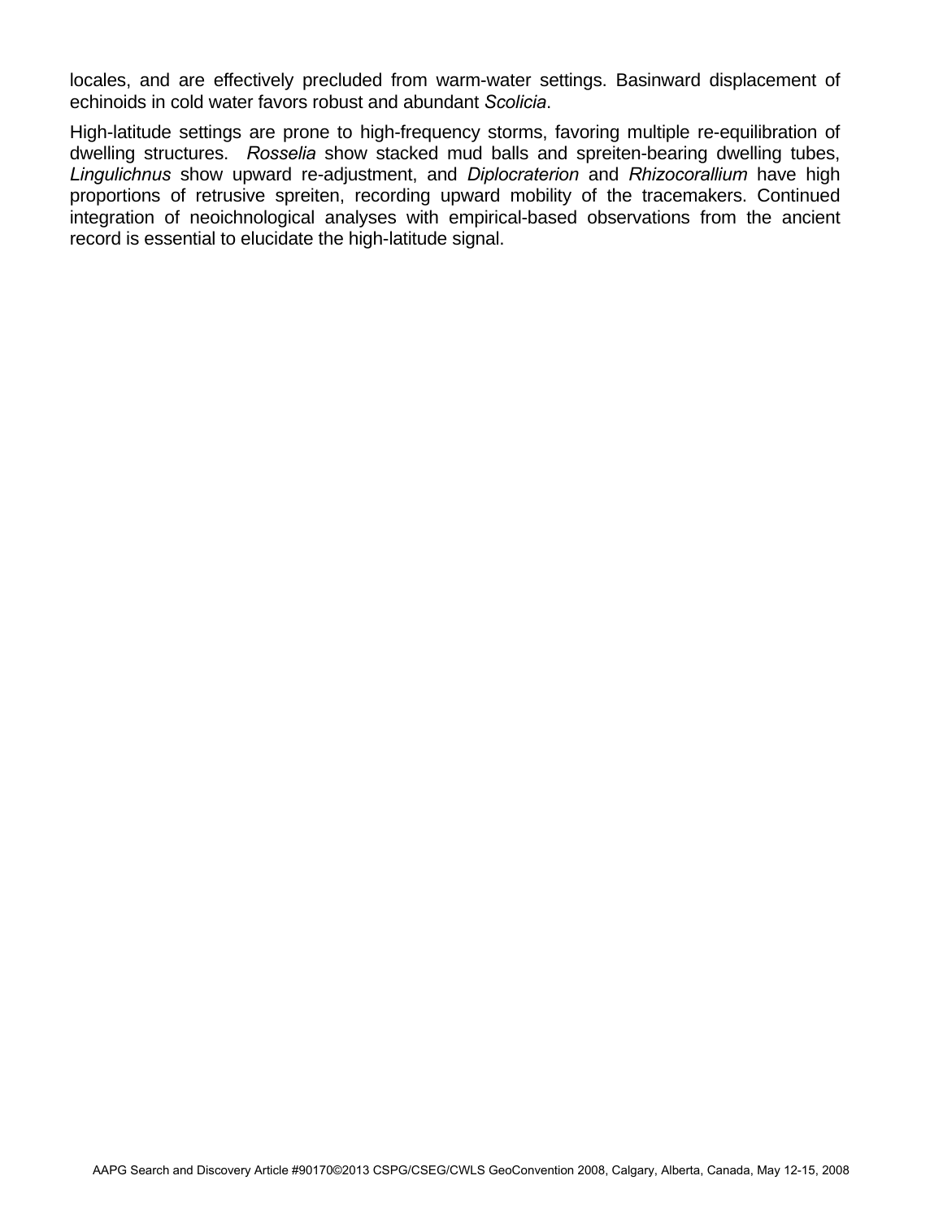locales, and are effectively precluded from warm-water settings. Basinward displacement of echinoids in cold water favors robust and abundant *Scolicia*.

High-latitude settings are prone to high-frequency storms, favoring multiple re-equilibration of dwelling structures. *Rosselia* show stacked mud balls and spreiten-bearing dwelling tubes, *Lingulichnus* show upward re-adjustment, and *Diplocraterion* and *Rhizocorallium* have high proportions of retrusive spreiten, recording upward mobility of the tracemakers. Continued integration of neoichnological analyses with empirical-based observations from the ancient record is essential to elucidate the high-latitude signal.